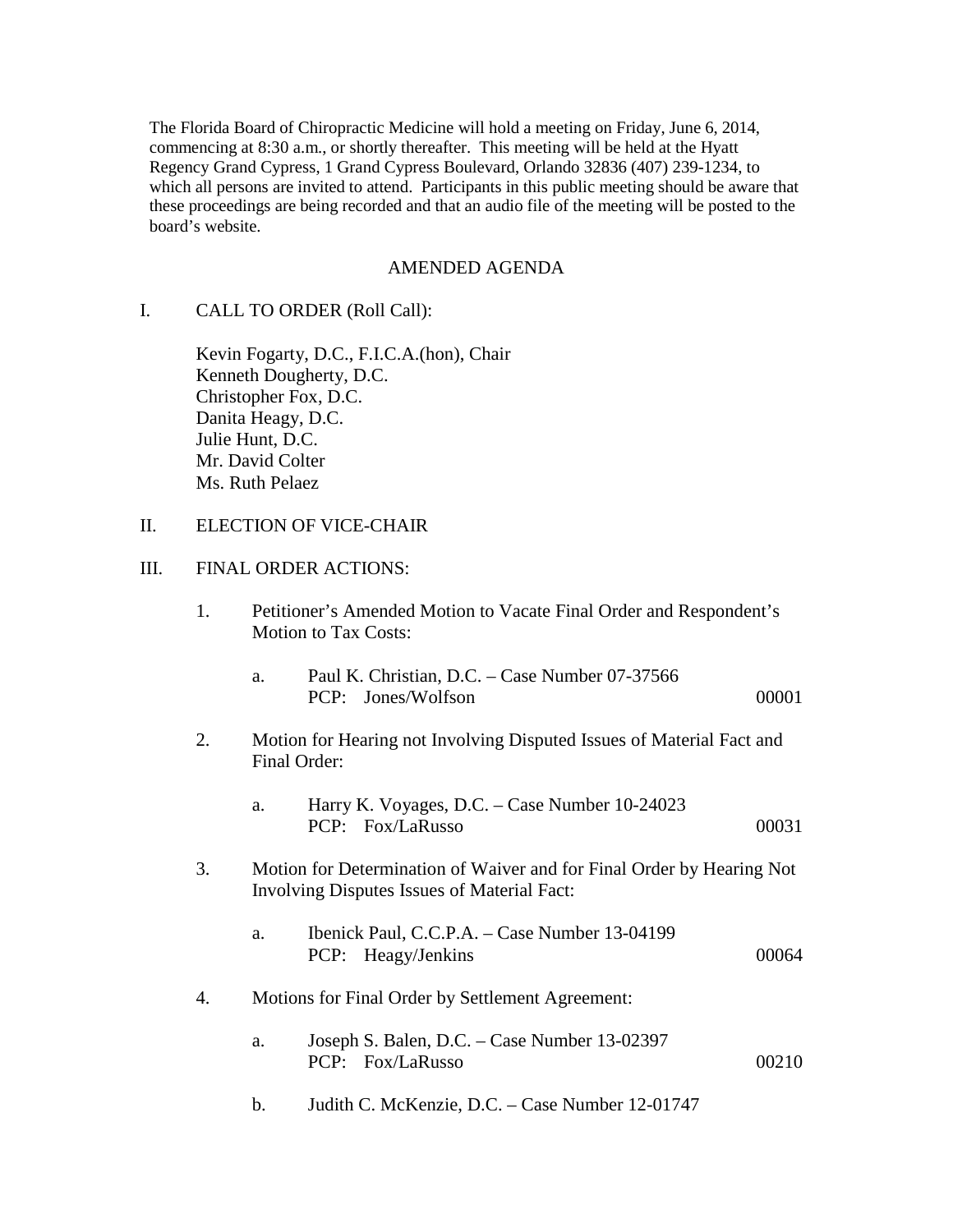The Florida Board of Chiropractic Medicine will hold a meeting on Friday, June 6, 2014, commencing at 8:30 a.m., or shortly thereafter. This meeting will be held at the Hyatt Regency Grand Cypress, 1 Grand Cypress Boulevard, Orlando 32836 (407) 239-1234, to which all persons are invited to attend. Participants in this public meeting should be aware that these proceedings are being recorded and that an audio file of the meeting will be posted to the board's website.

## AMENDED AGENDA

I. CALL TO ORDER (Roll Call):

Kevin Fogarty, D.C., F.I.C.A.(hon), Chair
Kenneth Dougherty, D.C.
Christopher Fox, D.C.
Danita Heagy, D.C.
Julie Hunt, D.C.
Mr. David Colter
Ms. Ruth Pelaez

II. ELECTION OF VICE-CHAIR

III. FINAL ORDER ACTIONS:

1. Petitioner's Amended Motion to Vacate Final Order and Respondent's Motion to Tax Costs:

   a. Paul K. Christian, D.C. – Case Number 07-37566
      PCP: Jones/Wolfson 00001

2. Motion for Hearing not Involving Disputed Issues of Material Fact and Final Order:

   a. Harry K. Voyages, D.C. – Case Number 10-24023
      PCP: Fox/LaRusso 00031

3. Motion for Determination of Waiver and for Final Order by Hearing Not Involving Disputes Issues of Material Fact:

   a. Ibenick Paul, C.C.P.A. – Case Number 13-04199
      PCP: Heagy/Jenkins 00064

4. Motions for Final Order by Settlement Agreement:

   a. Joseph S. Balen, D.C. – Case Number 13-02397
      PCP: Fox/LaRusso 00210

   b. Judith C. McKenzie, D.C. – Case Number 12-01747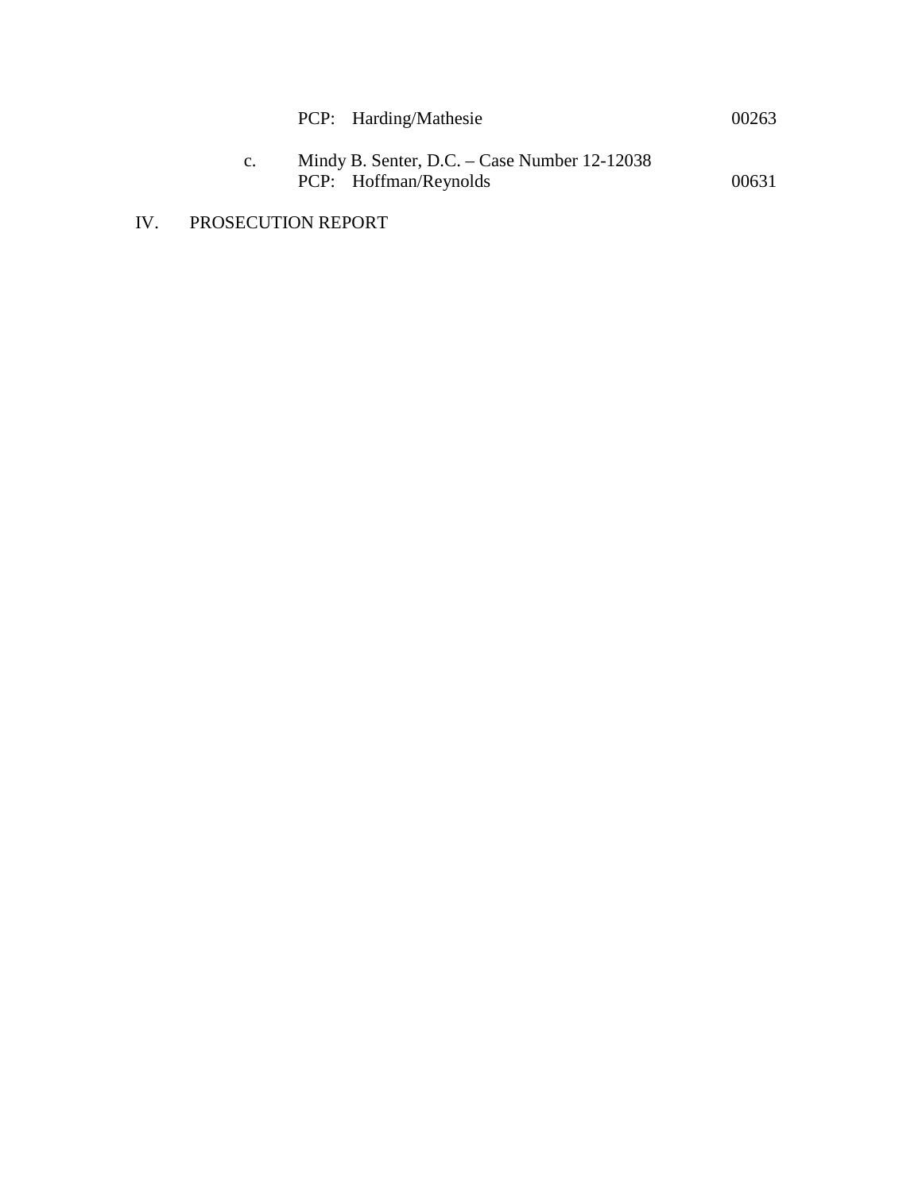PCP: Harding/Mathesie 00263

c. Mindy B. Senter, D.C. – Case Number 12-12038
PCP: Hoffman/Reynolds 00631

IV. PROSECUTION REPORT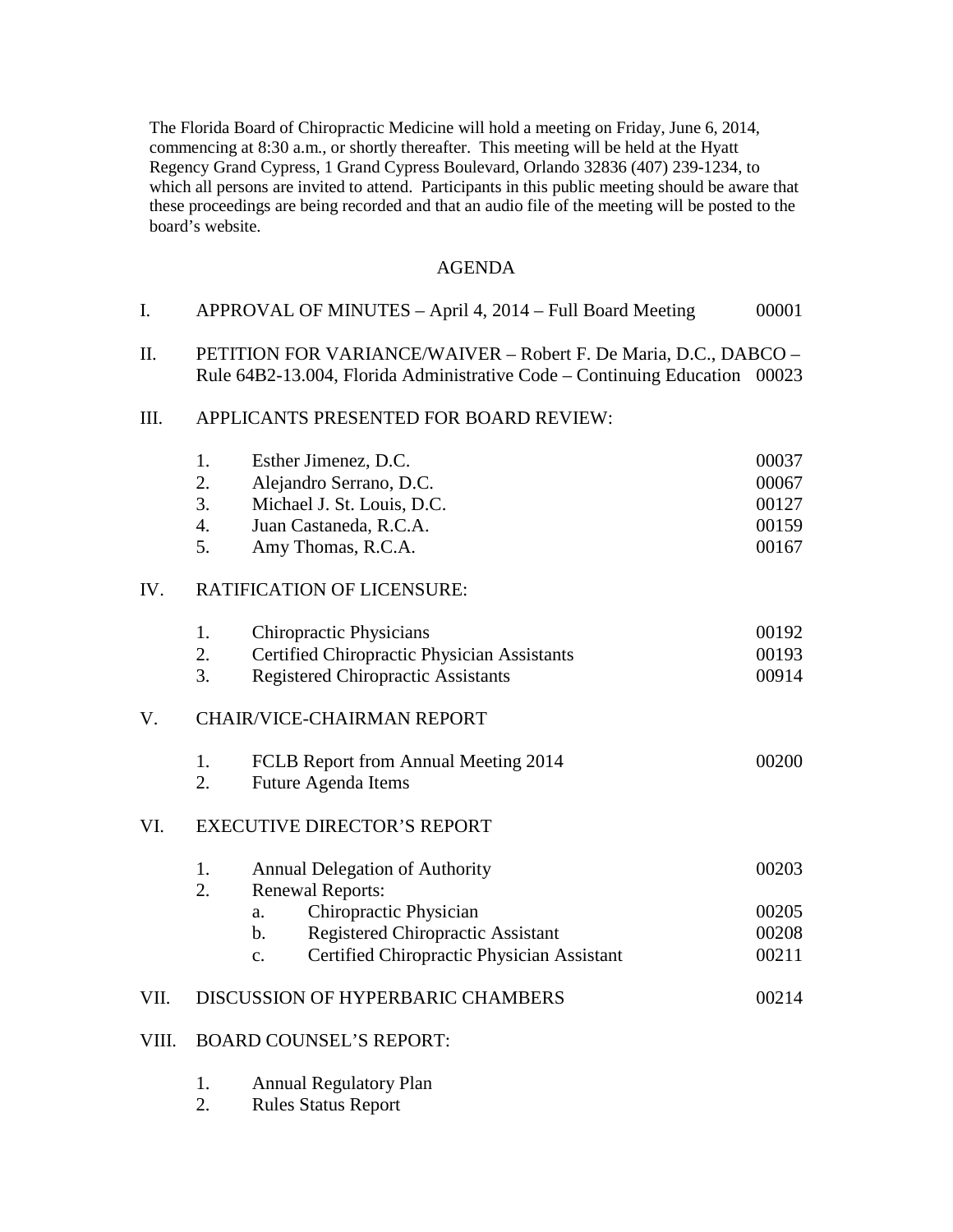The Florida Board of Chiropractic Medicine will hold a meeting on Friday, June 6, 2014, commencing at 8:30 a.m., or shortly thereafter. This meeting will be held at the Hyatt Regency Grand Cypress, 1 Grand Cypress Boulevard, Orlando 32836 (407) 239-1234, to which all persons are invited to attend. Participants in this public meeting should be aware that these proceedings are being recorded and that an audio file of the meeting will be posted to the board's website.

## AGENDA

I. APPROVAL OF MINUTES – April 4, 2014 – Full Board Meeting 00001

II. PETITION FOR VARIANCE/WAIVER – Robert F. De Maria, D.C., DABCO – Rule 64B2-13.004, Florida Administrative Code – Continuing Education 00023

III. APPLICANTS PRESENTED FOR BOARD REVIEW:

1. Esther Jimenez, D.C. 00037
2. Alejandro Serrano, D.C. 00067
3. Michael J. St. Louis, D.C. 00127
4. Juan Castaneda, R.C.A. 00159
5. Amy Thomas, R.C.A. 00167

IV. RATIFICATION OF LICENSURE:

1. Chiropractic Physicians 00192
2. Certified Chiropractic Physician Assistants 00193
3. Registered Chiropractic Assistants 00914

V. CHAIR/VICE-CHAIRMAN REPORT

1. FCLB Report from Annual Meeting 2014 00200
2. Future Agenda Items

VI. EXECUTIVE DIRECTOR'S REPORT

1. Annual Delegation of Authority 00203
2. Renewal Reports:
   a. Chiropractic Physician 00205
   b. Registered Chiropractic Assistant 00208
   c. Certified Chiropractic Physician Assistant 00211

VII. DISCUSSION OF HYPERBARIC CHAMBERS 00214

VIII. BOARD COUNSEL'S REPORT:

1. Annual Regulatory Plan
2. Rules Status Report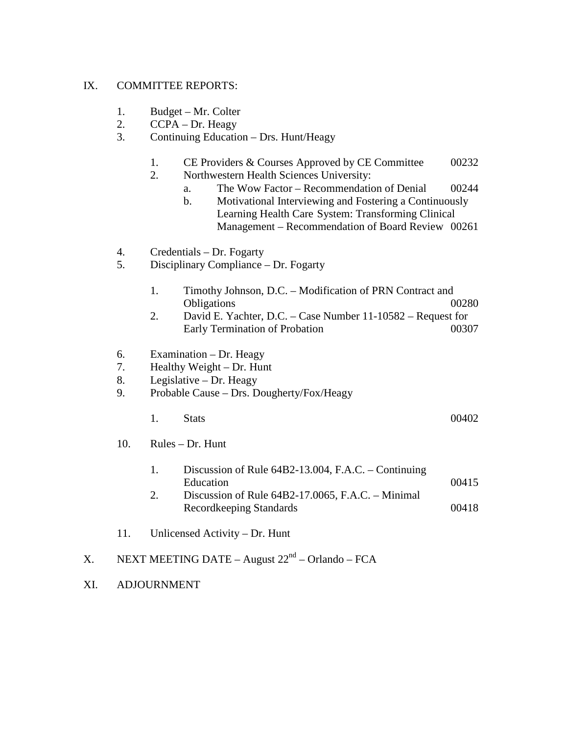IX. COMMITTEE REPORTS:

1. Budget – Mr. Colter
2. CCPA – Dr. Heagy
3. Continuing Education – Drs. Hunt/Heagy

   1. CE Providers & Courses Approved by CE Committee 00232
   2. Northwestern Health Sciences University:
      a. The Wow Factor – Recommendation of Denial 00244
      b. Motivational Interviewing and Fostering a Continuously Learning Health Care System: Transforming Clinical Management – Recommendation of Board Review 00261

4. Credentials – Dr. Fogarty
5. Disciplinary Compliance – Dr. Fogarty

   1. Timothy Johnson, D.C. – Modification of PRN Contract and Obligations 00280
   2. David E. Yachter, D.C. – Case Number 11-10582 – Request for Early Termination of Probation 00307

6. Examination – Dr. Heagy
7. Healthy Weight – Dr. Hunt
8. Legislative – Dr. Heagy
9. Probable Cause – Drs. Dougherty/Fox/Heagy

   1. Stats 00402

10. Rules – Dr. Hunt

    1. Discussion of Rule 64B2-13.004, F.A.C. – Continuing Education 00415
    2. Discussion of Rule 64B2-17.0065, F.A.C. – Minimal Recordkeeping Standards 00418

11. Unlicensed Activity – Dr. Hunt

X. NEXT MEETING DATE – August 22nd – Orlando – FCA

XI. ADJOURNMENT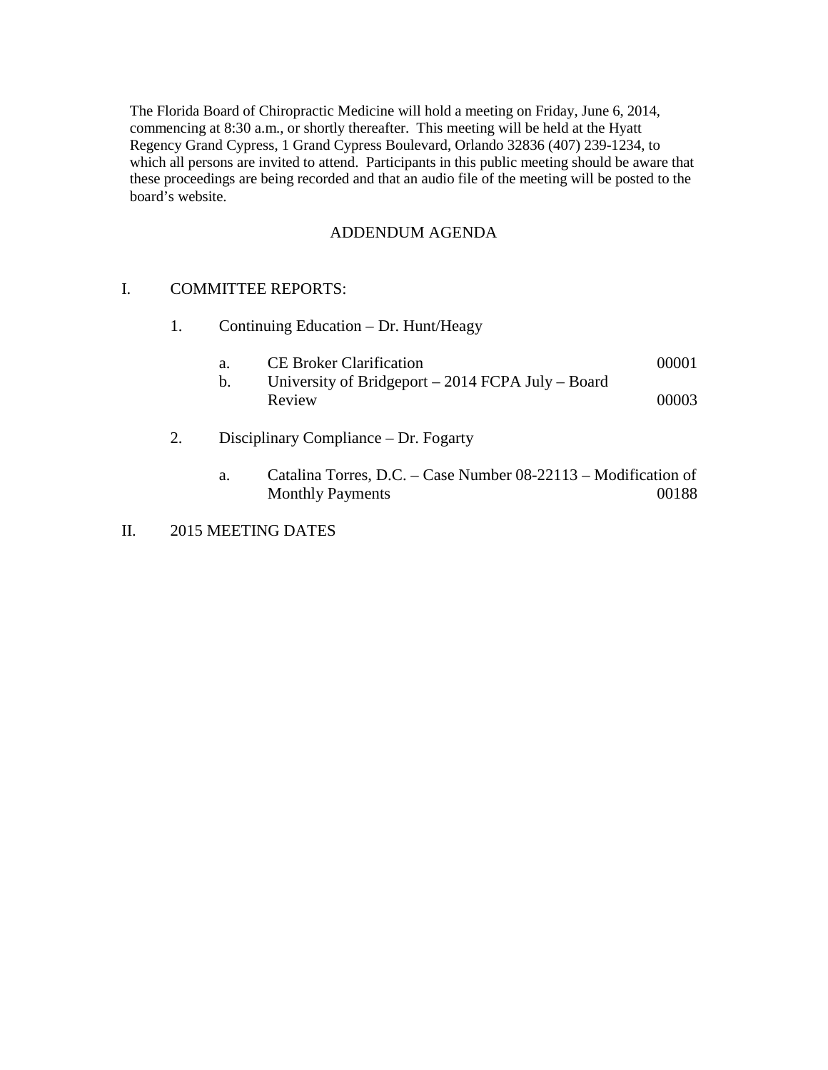The Florida Board of Chiropractic Medicine will hold a meeting on Friday, June 6, 2014, commencing at 8:30 a.m., or shortly thereafter. This meeting will be held at the Hyatt Regency Grand Cypress, 1 Grand Cypress Boulevard, Orlando 32836 (407) 239-1234, to which all persons are invited to attend. Participants in this public meeting should be aware that these proceedings are being recorded and that an audio file of the meeting will be posted to the board's website.

## ADDENDUM AGENDA

I. COMMITTEE REPORTS:

1. Continuing Education – Dr. Hunt/Heagy

   a. CE Broker Clarification — 00001

   b. University of Bridgeport – 2014 FCPA July – Board Review — 00003

2. Disciplinary Compliance – Dr. Fogarty

   a. Catalina Torres, D.C. – Case Number 08-22113 – Modification of Monthly Payments — 00188

II. 2015 MEETING DATES